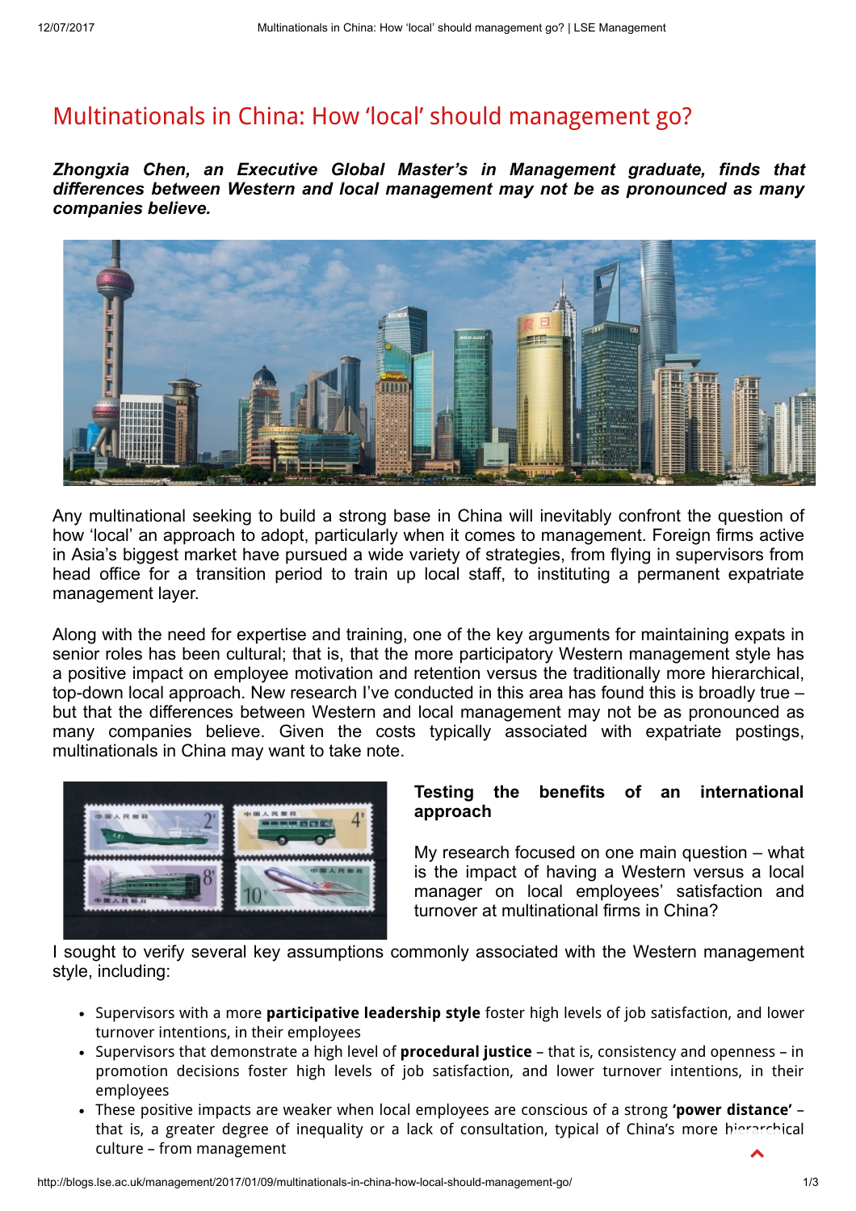# Multinationals in China: How 'local' should management go?

***Zhongxia Chen, an Executive Global Master's in Management graduate, finds that differences between Western and local management may not be as pronounced as many companies believe.***

Any multinational seeking to build a strong base in China will inevitably confront the question of how 'local' an approach to adopt, particularly when it comes to management. Foreign firms active in Asia's biggest market have pursued a wide variety of strategies, from flying in supervisors from head office for a transition period to train up local staff, to instituting a permanent expatriate management layer.

Along with the need for expertise and training, one of the key arguments for maintaining expats in senior roles has been cultural; that is, that the more participatory Western management style has a positive impact on employee motivation and retention versus the traditionally more hierarchical, top-down local approach. New research I've conducted in this area has found this is broadly true – but that the differences between Western and local management may not be as pronounced as many companies believe. Given the costs typically associated with expatriate postings, multinationals in China may want to take note.

**Testing the benefits of an international approach**

My research focused on one main question – what is the impact of having a Western versus a local manager on local employees' satisfaction and turnover at multinational firms in China?

I sought to verify several key assumptions commonly associated with the Western management style, including:

- Supervisors with a more **participative leadership style** foster high levels of job satisfaction, and lower turnover intentions, in their employees
- Supervisors that demonstrate a high level of **procedural justice** – that is, consistency and openness – in promotion decisions foster high levels of job satisfaction, and lower turnover intentions, in their employees
- These positive impacts are weaker when local employees are conscious of a strong **'power distance'** – that is, a greater degree of inequality or a lack of consultation, typical of China's more hierarchical culture – from management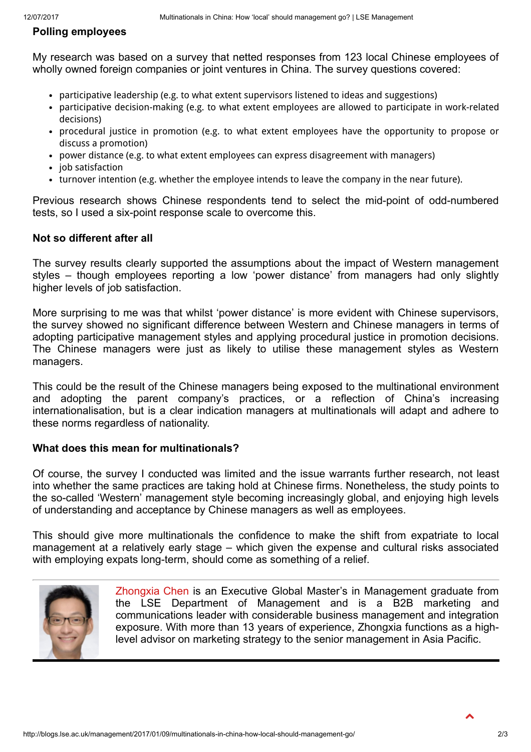**Polling employees**

My research was based on a survey that netted responses from 123 local Chinese employees of wholly owned foreign companies or joint ventures in China. The survey questions covered:

- participative leadership (e.g. to what extent supervisors listened to ideas and suggestions)
- participative decision-making (e.g. to what extent employees are allowed to participate in work-related decisions)
- procedural justice in promotion (e.g. to what extent employees have the opportunity to propose or discuss a promotion)
- power distance (e.g. to what extent employees can express disagreement with managers)
- job satisfaction
- turnover intention (e.g. whether the employee intends to leave the company in the near future).

Previous research shows Chinese respondents tend to select the mid-point of odd-numbered tests, so I used a six-point response scale to overcome this.

**Not so different after all**

The survey results clearly supported the assumptions about the impact of Western management styles – though employees reporting a low 'power distance' from managers had only slightly higher levels of job satisfaction.

More surprising to me was that whilst 'power distance' is more evident with Chinese supervisors, the survey showed no significant difference between Western and Chinese managers in terms of adopting participative management styles and applying procedural justice in promotion decisions. The Chinese managers were just as likely to utilise these management styles as Western managers.

This could be the result of the Chinese managers being exposed to the multinational environment and adopting the parent company's practices, or a reflection of China's increasing internationalisation, but is a clear indication managers at multinationals will adapt and adhere to these norms regardless of nationality.

**What does this mean for multinationals?**

Of course, the survey I conducted was limited and the issue warrants further research, not least into whether the same practices are taking hold at Chinese firms. Nonetheless, the study points to the so-called 'Western' management style becoming increasingly global, and enjoying high levels of understanding and acceptance by Chinese managers as well as employees.

This should give more multinationals the confidence to make the shift from expatriate to local management at a relatively early stage – which given the expense and cultural risks associated with employing expats long-term, should come as something of a relief.

---

Zhongxia Chen is an Executive Global Master's in Management graduate from the LSE Department of Management and is a B2B marketing and communications leader with considerable business management and integration exposure. With more than 13 years of experience, Zhongxia functions as a high-level advisor on marketing strategy to the senior management in Asia Pacific.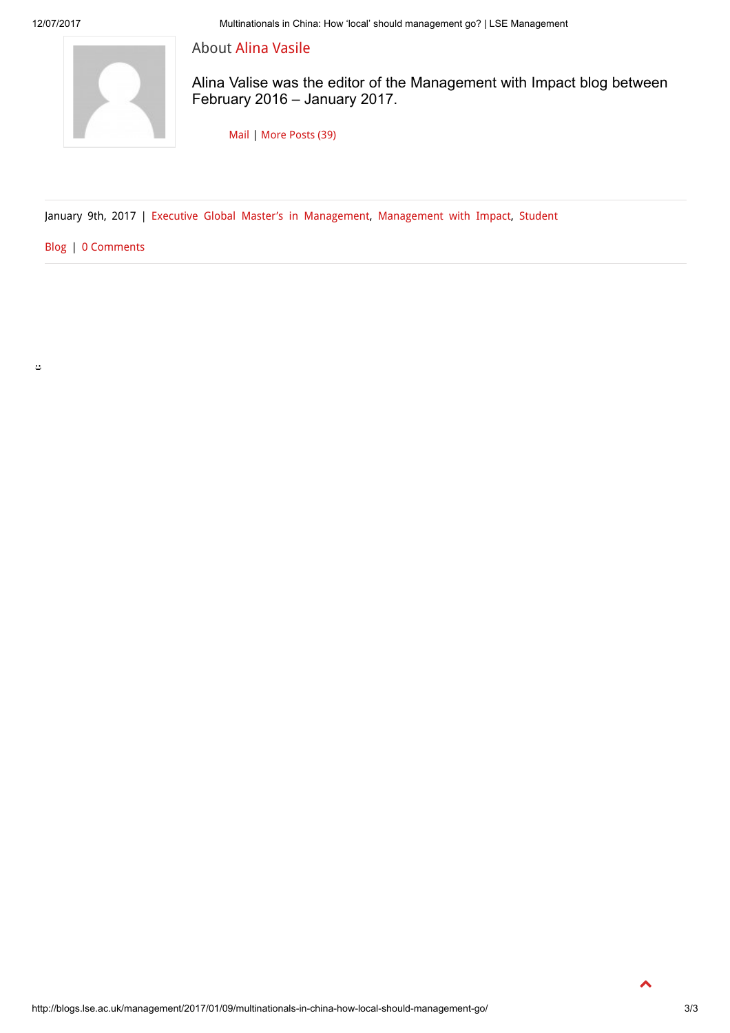## About Alina Vasile

Alina Valise was the editor of the Management with Impact blog between February 2016 – January 2017.

Mail | More Posts (39)

January 9th, 2017 | Executive Global Master's in Management, Management with Impact, Student Blog | 0 Comments